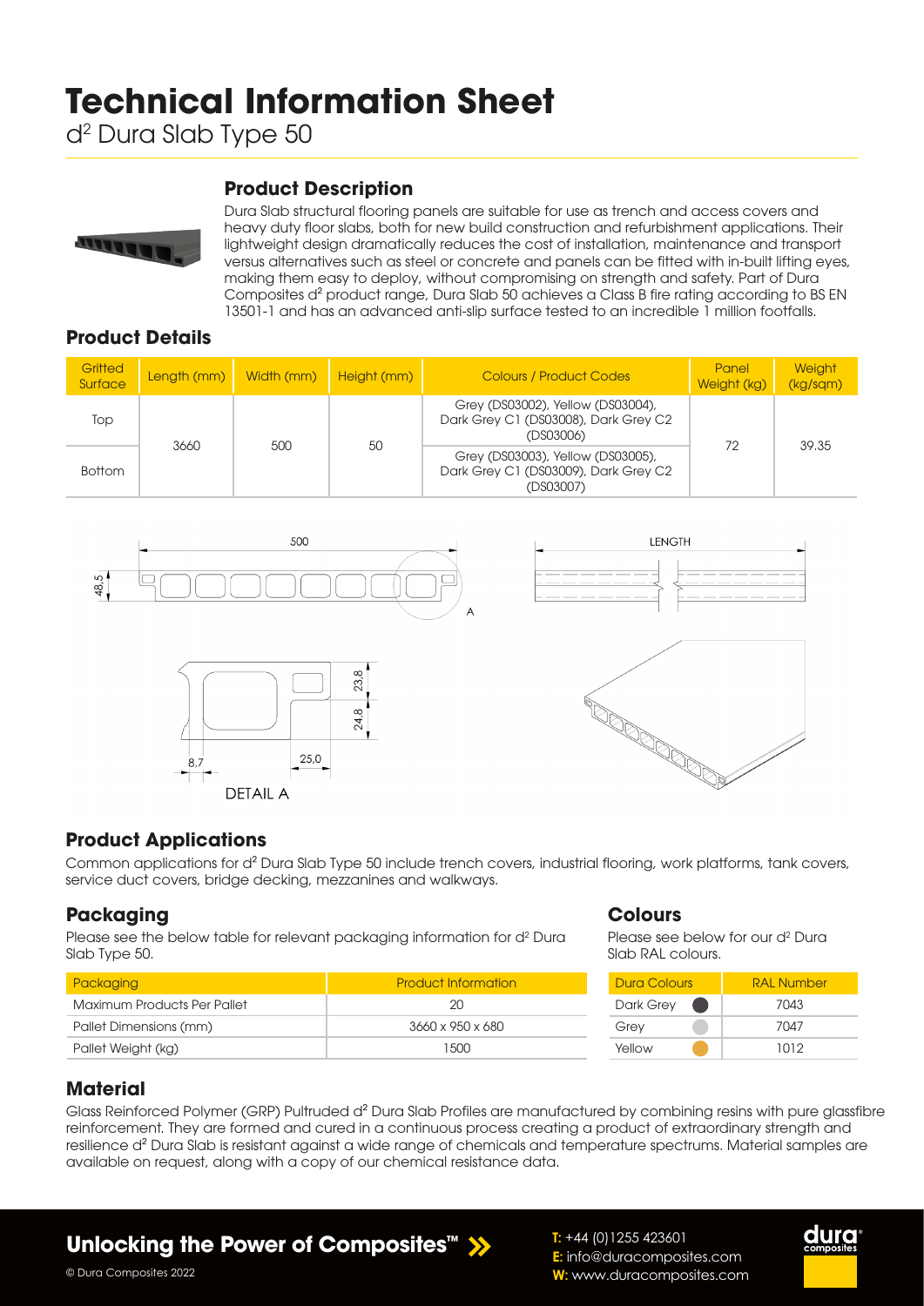# Technical Information Sheet

d² Dura Slab Type 50

## Product Description

Dura Slab structural flooring panels are suitable for use as trench and access covers and heavy duty floor slabs, both for new build construction and refurbishment applications. Their lightweight design dramatically reduces the cost of installation, maintenance and transport versus alternatives such as steel or concrete and panels can be fitted with in-built lifting eyes, making them easy to deploy, without compromising on strength and safety. Part of Dura Composites d² product range, Dura Slab 50 achieves a Class B fire rating according to BS EN 13501-1 and has an advanced anti-slip surface tested to an incredible 1 million footfalls.

## Product Details

| Gritted Surface | Length (mm) | Width (mm) | Height (mm) | Colours / Product Codes | Panel Weight (kg) | Weight (kg/sqm) |
|---|---|---|---|---|---|---|
| Top | 3660 | 500 | 50 | Grey (DS03002), Yellow (DS03004), Dark Grey C1 (DS03008), Dark Grey C2 (DS03006) | 72 | 39.35 |
| Bottom | | | | Grey (DS03003), Yellow (DS03005), Dark Grey C1 (DS03009), Dark Grey C2 (DS03007) | | |

500 | 48,5 | A | LENGTH

8,7 | 25,0 | 23,8 | 24,8

DETAIL A

## Product Applications

Common applications for d² Dura Slab Type 50 include trench covers, industrial flooring, work platforms, tank covers, service duct covers, bridge decking, mezzanines and walkways.

## Packaging

Please see the below table for relevant packaging information for d² Dura Slab Type 50.

| Packaging | Product Information |
|---|---|
| Maximum Products Per Pallet | 20 |
| Pallet Dimensions (mm) | 3660 x 950 x 680 |
| Pallet Weight (kg) | 1500 |

## Colours

Please see below for our d² Dura Slab RAL colours.

| Dura Colours | RAL Number |
|---|---|
| Dark Grey | 7043 |
| Grey | 7047 |
| Yellow | 1012 |

## Material

Glass Reinforced Polymer (GRP) Pultruded d² Dura Slab Profiles are manufactured by combining resins with pure glassfibre reinforcement. They are formed and cured in a continuous process creating a product of extraordinary strength and resilience d² Dura Slab is resistant against a wide range of chemicals and temperature spectrums. Material samples are available on request, along with a copy of our chemical resistance data.

**Unlocking the Power of Composites™**

© Dura Composites 2022

**T:** +44 (0)1255 423601
**E:** info@duracomposites.com
**W:** www.duracomposites.com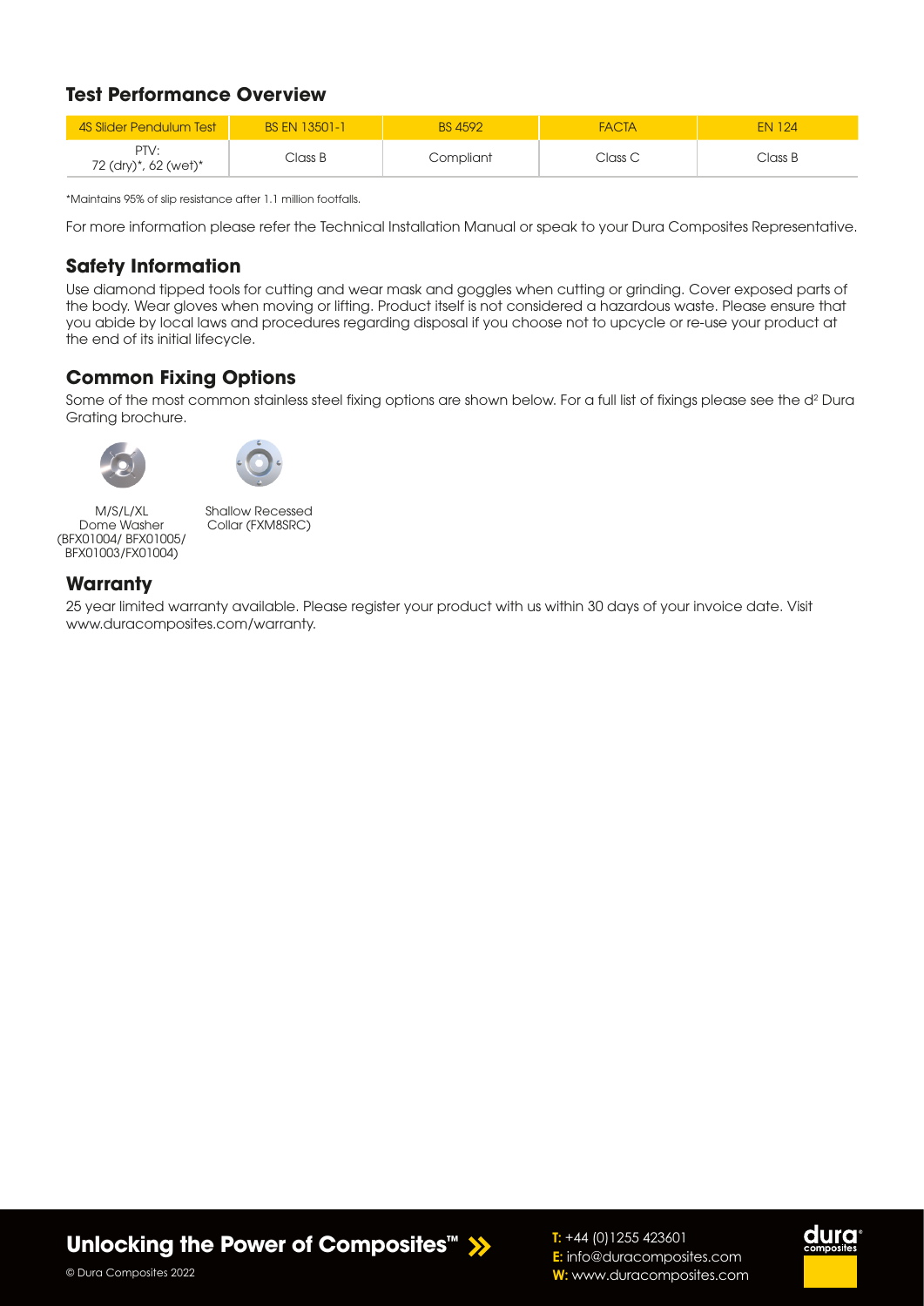## Test Performance Overview

| 4S Slider Pendulum Test | BS EN 13501-1 | BS 4592 | FACTA | EN 124 |
| --- | --- | --- | --- | --- |
| PTV: 72 (dry)*, 62 (wet)* | Class B | Compliant | Class C | Class B |

*Maintains 95% of slip resistance after 1.1 million footfalls.

For more information please refer the Technical Installation Manual or speak to your Dura Composites Representative.

## Safety Information

Use diamond tipped tools for cutting and wear mask and goggles when cutting or grinding. Cover exposed parts of the body. Wear gloves when moving or lifting. Product itself is not considered a hazardous waste. Please ensure that you abide by local laws and procedures regarding disposal if you choose not to upcycle or re-use your product at the end of its initial lifecycle.

## Common Fixing Options

Some of the most common stainless steel fixing options are shown below. For a full list of fixings please see the d² Dura Grating brochure.

M/S/L/XL Dome Washer (BFX01004/ BFX01005/ BFX01003/FX01004)

Shallow Recessed Collar (FXM8SRC)

## Warranty

25 year limited warranty available. Please register your product with us within 30 days of your invoice date. Visit www.duracomposites.com/warranty.

**Unlocking the Power of Composites™**

© Dura Composites 2022

T: +44 (0)1255 423601
E: info@duracomposites.com
W: www.duracomposites.com